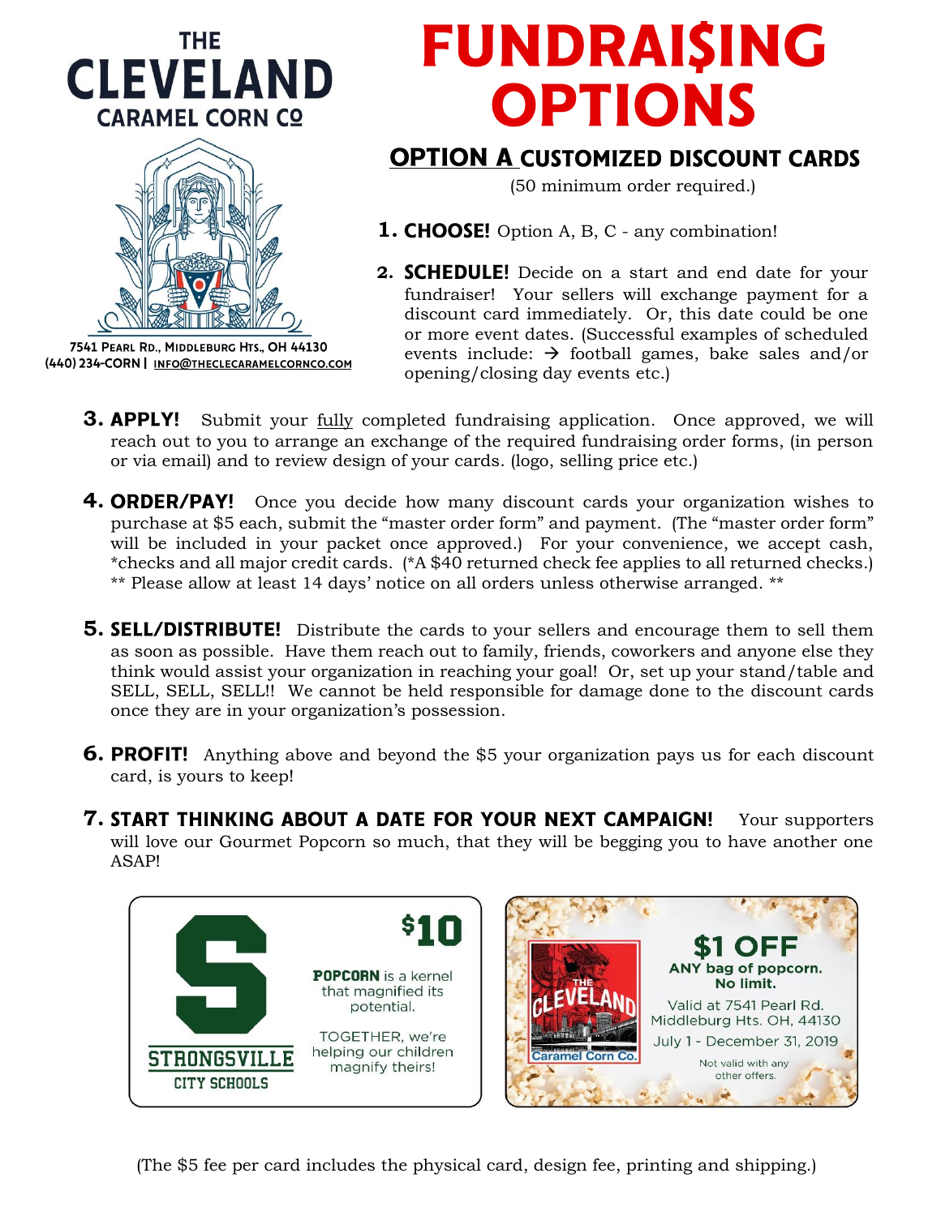THE
**CLEVELAND**
CARAMEL CORN Co

7541 Pearl Rd., Middleburg Hts., OH 44130
(440) 234-CORN | info@thecleCaramelCornCo.com

# FUNDRAI$ING OPTIONS

## OPTION A CUSTOMIZED DISCOUNT CARDS

(50 minimum order required.)

1. **CHOOSE!** Option A, B, C - any combination!

2. **SCHEDULE!** Decide on a start and end date for your fundraiser! Your sellers will exchange payment for a discount card immediately. Or, this date could be one or more event dates. (Successful examples of scheduled events include: → football games, bake sales and/or opening/closing day events etc.)

3. **APPLY!** Submit your fully completed fundraising application. Once approved, we will reach out to you to arrange an exchange of the required fundraising order forms, (in person or via email) and to review design of your cards. (logo, selling price etc.)

4. **ORDER/PAY!** Once you decide how many discount cards your organization wishes to purchase at $5 each, submit the "master order form" and payment. (The "master order form" will be included in your packet once approved.) For your convenience, we accept cash, *checks and all major credit cards. (*A $40 returned check fee applies to all returned checks.) ** Please allow at least 14 days' notice on all orders unless otherwise arranged. **

5. **SELL/DISTRIBUTE!** Distribute the cards to your sellers and encourage them to sell them as soon as possible. Have them reach out to family, friends, coworkers and anyone else they think would assist your organization in reaching your goal! Or, set up your stand/table and SELL, SELL, SELL!! We cannot be held responsible for damage done to the discount cards once they are in your organization's possession.

6. **PROFIT!** Anything above and beyond the $5 your organization pays us for each discount card, is yours to keep!

7. **START THINKING ABOUT A DATE FOR YOUR NEXT CAMPAIGN!** Your supporters will love our Gourmet Popcorn so much, that they will be begging you to have another one ASAP!

STRONGSVILLE CITY SCHOOLS

$10

**POPCORN** is a kernel that magnified its potential.

TOGETHER, we're helping our children magnify theirs!

THE CLEVELAND Caramel Corn Co.

**$1 OFF**
**ANY bag of popcorn. No limit.**
Valid at 7541 Pearl Rd. Middleburg Hts. OH, 44130
July 1 - December 31, 2019
Not valid with any other offers.

(The $5 fee per card includes the physical card, design fee, printing and shipping.)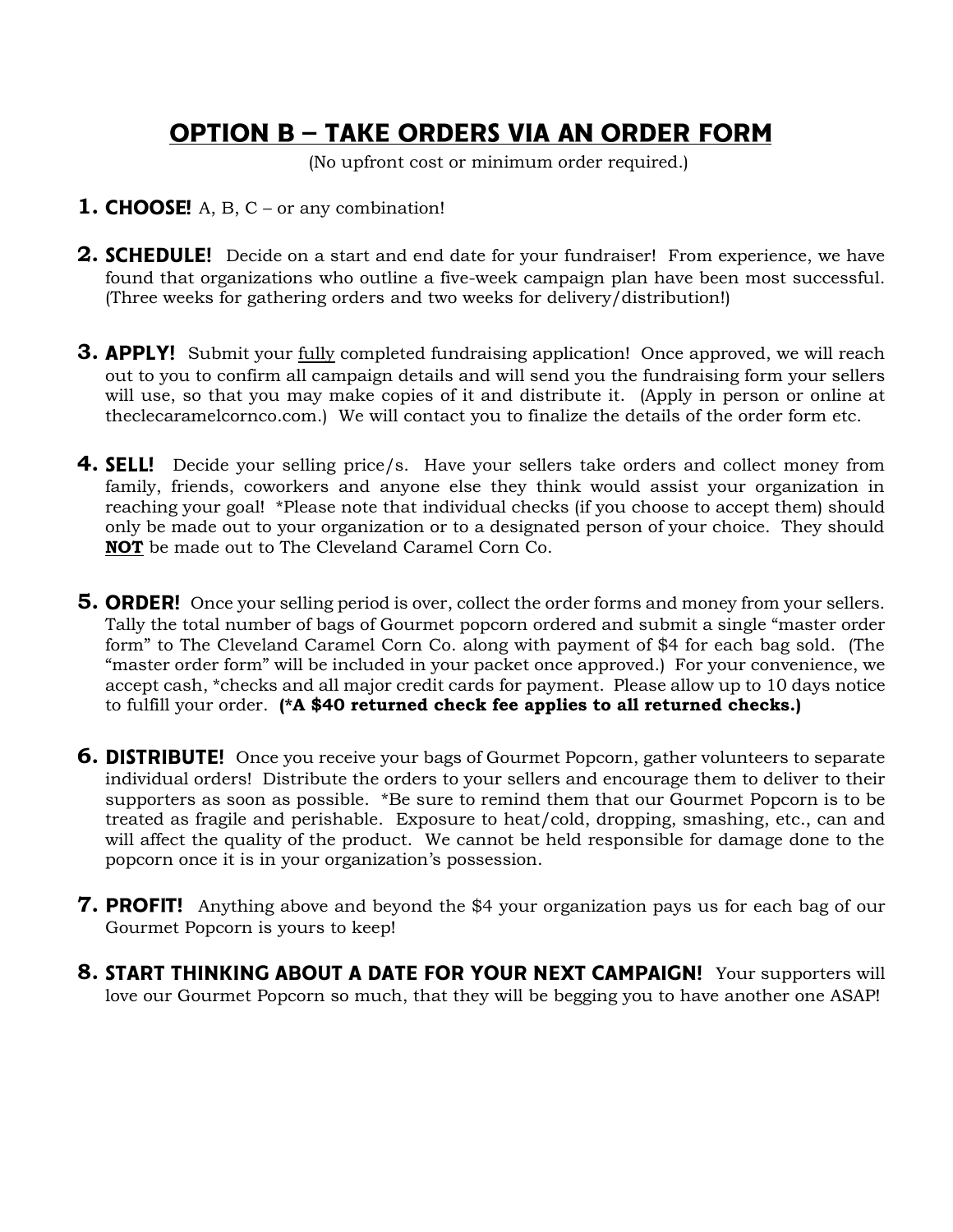# OPTION B – TAKE ORDERS VIA AN ORDER FORM

(No upfront cost or minimum order required.)

1. **CHOOSE!** A, B, C – or any combination!

2. **SCHEDULE!** Decide on a start and end date for your fundraiser! From experience, we have found that organizations who outline a five-week campaign plan have been most successful. (Three weeks for gathering orders and two weeks for delivery/distribution!)

3. **APPLY!** Submit your <u>fully</u> completed fundraising application! Once approved, we will reach out to you to confirm all campaign details and will send you the fundraising form your sellers will use, so that you may make copies of it and distribute it. (Apply in person or online at theclecaramelcornco.com.) We will contact you to finalize the details of the order form etc.

4. **SELL!** Decide your selling price/s. Have your sellers take orders and collect money from family, friends, coworkers and anyone else they think would assist your organization in reaching your goal! *Please note that individual checks (if you choose to accept them) should only be made out to your organization or to a designated person of your choice. They should **<u>NOT</u>** be made out to The Cleveland Caramel Corn Co.

5. **ORDER!** Once your selling period is over, collect the order forms and money from your sellers. Tally the total number of bags of Gourmet popcorn ordered and submit a single "master order form" to The Cleveland Caramel Corn Co. along with payment of $4 for each bag sold. (The "master order form" will be included in your packet once approved.) For your convenience, we accept cash, *checks and all major credit cards for payment. Please allow up to 10 days notice to fulfill your order. **(*A $40 returned check fee applies to all returned checks.)**

6. **DISTRIBUTE!** Once you receive your bags of Gourmet Popcorn, gather volunteers to separate individual orders! Distribute the orders to your sellers and encourage them to deliver to their supporters as soon as possible. *Be sure to remind them that our Gourmet Popcorn is to be treated as fragile and perishable. Exposure to heat/cold, dropping, smashing, etc., can and will affect the quality of the product. We cannot be held responsible for damage done to the popcorn once it is in your organization's possession.

7. **PROFIT!** Anything above and beyond the $4 your organization pays us for each bag of our Gourmet Popcorn is yours to keep!

8. **START THINKING ABOUT A DATE FOR YOUR NEXT CAMPAIGN!** Your supporters will love our Gourmet Popcorn so much, that they will be begging you to have another one ASAP!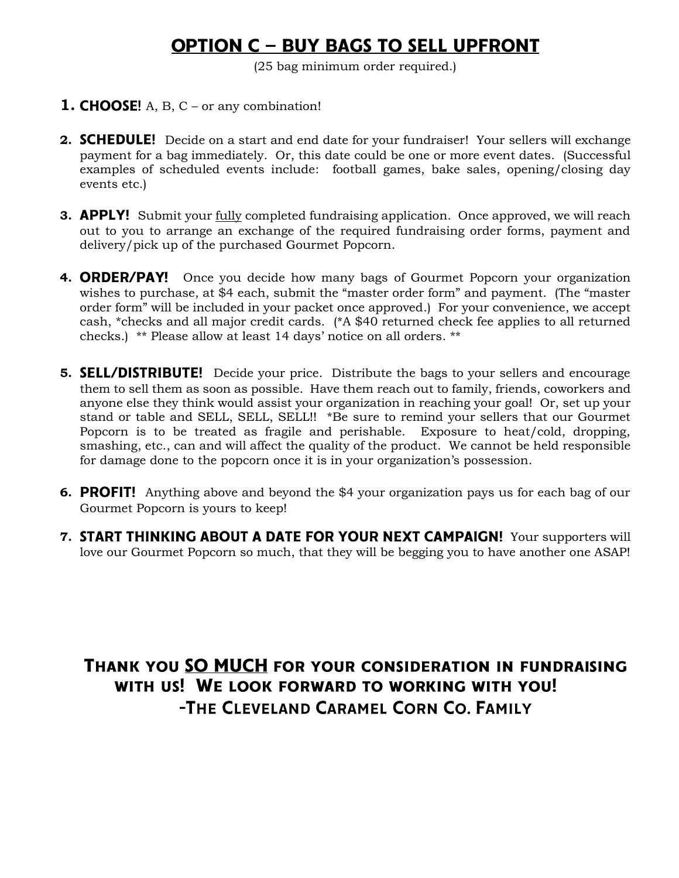# <u>OPTION C – BUY BAGS TO SELL UPFRONT</u>

(25 bag minimum order required.)

1. **CHOOSE!** A, B, C – or any combination!

2. **SCHEDULE!** Decide on a start and end date for your fundraiser! Your sellers will exchange payment for a bag immediately. Or, this date could be one or more event dates. (Successful examples of scheduled events include: football games, bake sales, opening/closing day events etc.)

3. **APPLY!** Submit your <u>fully</u> completed fundraising application. Once approved, we will reach out to you to arrange an exchange of the required fundraising order forms, payment and delivery/pick up of the purchased Gourmet Popcorn.

4. **ORDER/PAY!** Once you decide how many bags of Gourmet Popcorn your organization wishes to purchase, at $4 each, submit the "master order form" and payment. (The "master order form" will be included in your packet once approved.) For your convenience, we accept cash, *checks and all major credit cards. (*A $40 returned check fee applies to all returned checks.) ** Please allow at least 14 days' notice on all orders. **

5. **SELL/DISTRIBUTE!** Decide your price. Distribute the bags to your sellers and encourage them to sell them as soon as possible. Have them reach out to family, friends, coworkers and anyone else they think would assist your organization in reaching your goal! Or, set up your stand or table and SELL, SELL, SELL!! *Be sure to remind your sellers that our Gourmet Popcorn is to be treated as fragile and perishable. Exposure to heat/cold, dropping, smashing, etc., can and will affect the quality of the product. We cannot be held responsible for damage done to the popcorn once it is in your organization's possession.

6. **PROFIT!** Anything above and beyond the $4 your organization pays us for each bag of our Gourmet Popcorn is yours to keep!

7. **START THINKING ABOUT A DATE FOR YOUR NEXT CAMPAIGN!** Your supporters will love our Gourmet Popcorn so much, that they will be begging you to have another one ASAP!

**Thank you <u>SO MUCH</u> for your consideration in fundraising with us! We look forward to working with you!**

**-The Cleveland Caramel Corn Co. Family**